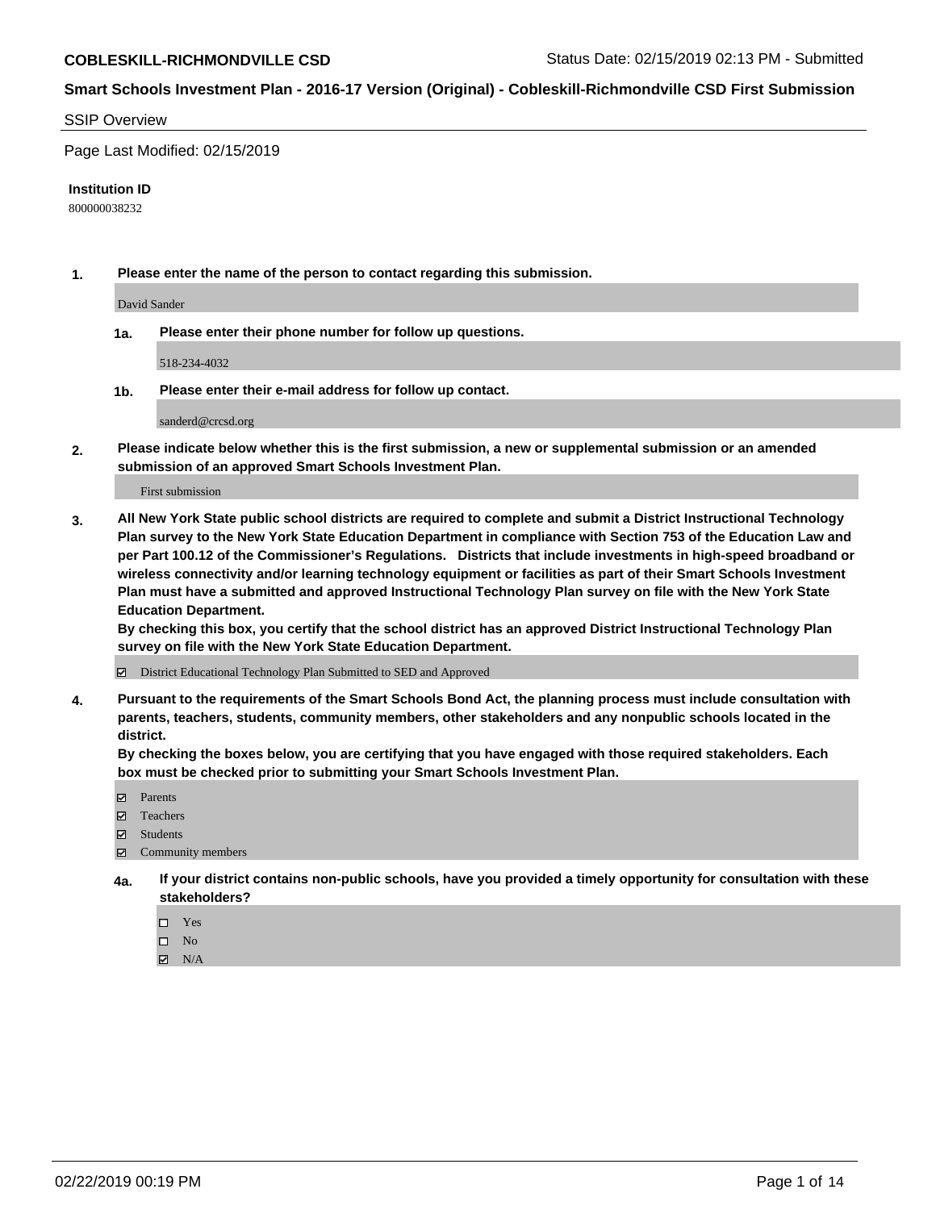**COBLESKILL-RICHMONDVILLE CSD** Status Date: 02/15/2019 02:13 PM - Submitted

**Smart Schools Investment Plan - 2016-17 Version (Original) - Cobleskill-Richmondville CSD First Submission**

SSIP Overview

Page Last Modified: 02/15/2019

**Institution ID**

800000038232

**1. Please enter the name of the person to contact regarding this submission.**

David Sander

**1a. Please enter their phone number for follow up questions.**

518-234-4032

**1b. Please enter their e-mail address for follow up contact.**

sanderd@crcsd.org

**2. Please indicate below whether this is the first submission, a new or supplemental submission or an amended submission of an approved Smart Schools Investment Plan.**

First submission

**3. All New York State public school districts are required to complete and submit a District Instructional Technology Plan survey to the New York State Education Department in compliance with Section 753 of the Education Law and per Part 100.12 of the Commissioner's Regulations. Districts that include investments in high-speed broadband or wireless connectivity and/or learning technology equipment or facilities as part of their Smart Schools Investment Plan must have a submitted and approved Instructional Technology Plan survey on file with the New York State Education Department.**
**By checking this box, you certify that the school district has an approved District Instructional Technology Plan survey on file with the New York State Education Department.**

☑ District Educational Technology Plan Submitted to SED and Approved

**4. Pursuant to the requirements of the Smart Schools Bond Act, the planning process must include consultation with parents, teachers, students, community members, other stakeholders and any nonpublic schools located in the district.**
**By checking the boxes below, you are certifying that you have engaged with those required stakeholders. Each box must be checked prior to submitting your Smart Schools Investment Plan.**

☑ Parents
☑ Teachers
☑ Students
☑ Community members

**4a. If your district contains non-public schools, have you provided a timely opportunity for consultation with these stakeholders?**

☐ Yes
☐ No
☑ N/A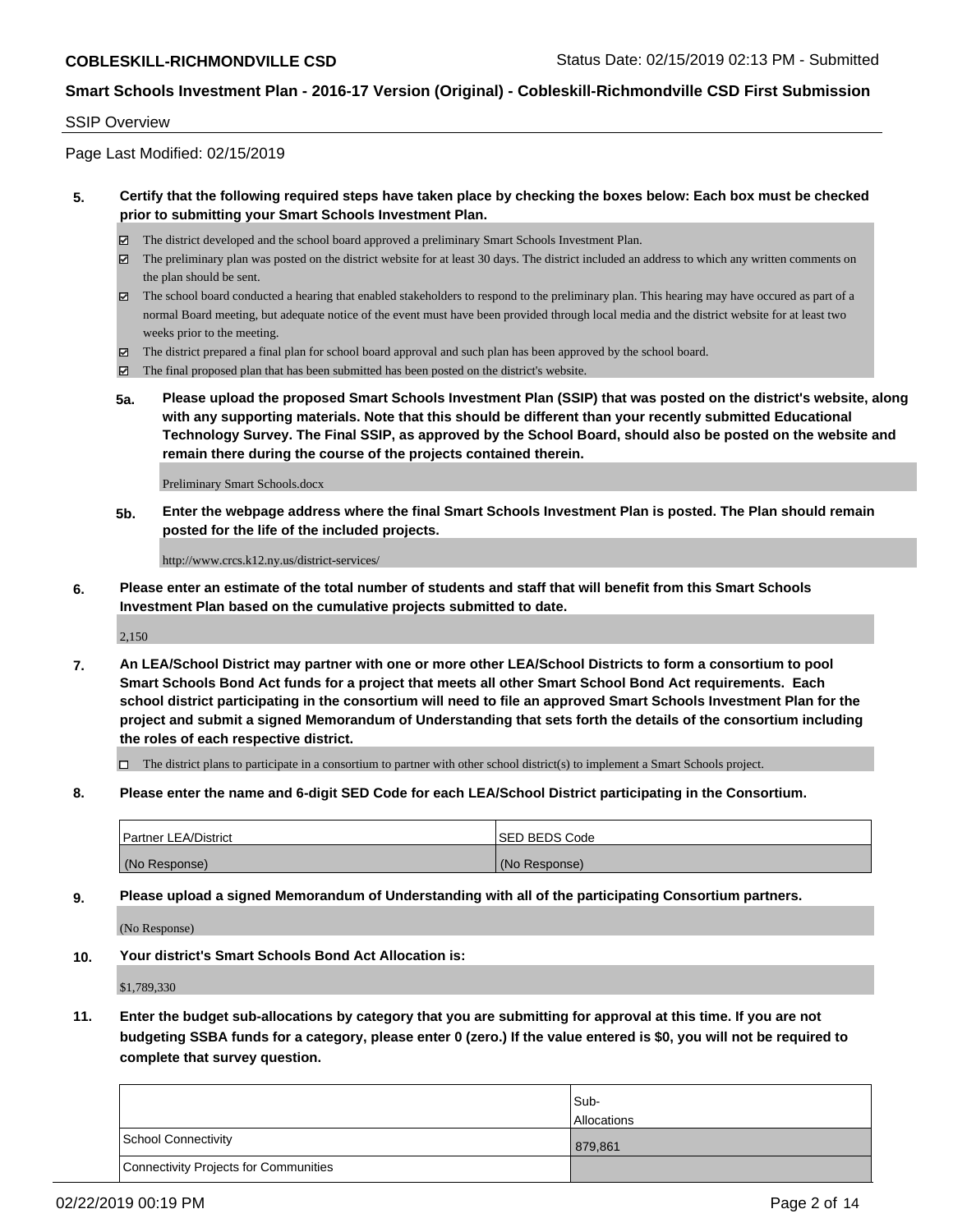## SSIP Overview

Page Last Modified: 02/15/2019

**5. Certify that the following required steps have taken place by checking the boxes below: Each box must be checked prior to submitting your Smart Schools Investment Plan.**

- ☑ The district developed and the school board approved a preliminary Smart Schools Investment Plan.
- ☑ The preliminary plan was posted on the district website for at least 30 days. The district included an address to which any written comments on the plan should be sent.
- ☑ The school board conducted a hearing that enabled stakeholders to respond to the preliminary plan. This hearing may have occured as part of a normal Board meeting, but adequate notice of the event must have been provided through local media and the district website for at least two weeks prior to the meeting.
- ☑ The district prepared a final plan for school board approval and such plan has been approved by the school board.
- ☑ The final proposed plan that has been submitted has been posted on the district's website.

**5a. Please upload the proposed Smart Schools Investment Plan (SSIP) that was posted on the district's website, along with any supporting materials. Note that this should be different than your recently submitted Educational Technology Survey. The Final SSIP, as approved by the School Board, should also be posted on the website and remain there during the course of the projects contained therein.**

Preliminary Smart Schools.docx

**5b. Enter the webpage address where the final Smart Schools Investment Plan is posted. The Plan should remain posted for the life of the included projects.**

http://www.crcs.k12.ny.us/district-services/

**6. Please enter an estimate of the total number of students and staff that will benefit from this Smart Schools Investment Plan based on the cumulative projects submitted to date.**

2,150

**7. An LEA/School District may partner with one or more other LEA/School Districts to form a consortium to pool Smart Schools Bond Act funds for a project that meets all other Smart School Bond Act requirements. Each school district participating in the consortium will need to file an approved Smart Schools Investment Plan for the project and submit a signed Memorandum of Understanding that sets forth the details of the consortium including the roles of each respective district.**

- ☐ The district plans to participate in a consortium to partner with other school district(s) to implement a Smart Schools project.

**8. Please enter the name and 6-digit SED Code for each LEA/School District participating in the Consortium.**

| Partner LEA/District | SED BEDS Code |
|---|---|
| (No Response) | (No Response) |

**9. Please upload a signed Memorandum of Understanding with all of the participating Consortium partners.**

(No Response)

**10. Your district's Smart Schools Bond Act Allocation is:**

$1,789,330

**11. Enter the budget sub-allocations by category that you are submitting for approval at this time. If you are not budgeting SSBA funds for a category, please enter 0 (zero.) If the value entered is $0, you will not be required to complete that survey question.**

| | Sub-Allocations |
|---|---|
| School Connectivity | 879,861 |
| Connectivity Projects for Communities | |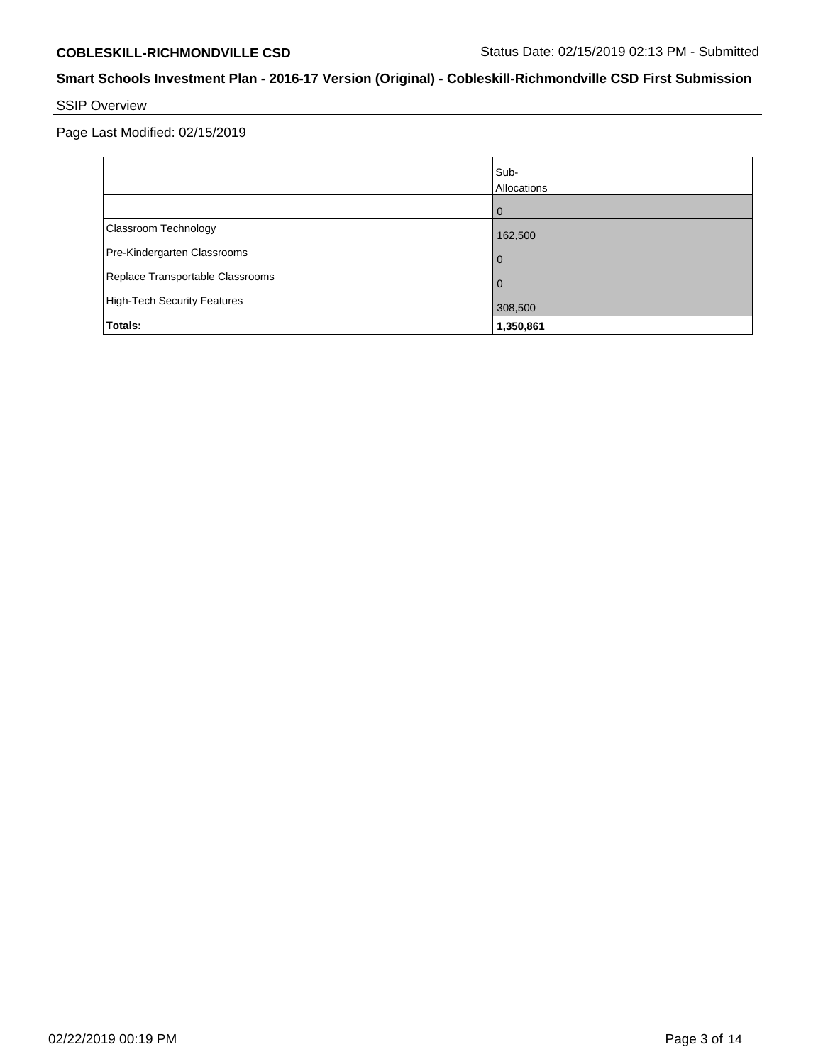## Smart Schools Investment Plan - 2016-17 Version (Original) - Cobleskill-Richmondville CSD First Submission

SSIP Overview

Page Last Modified: 02/15/2019

| | Sub-Allocations |
|---|---|
| | 0 |
| Classroom Technology | 162,500 |
| Pre-Kindergarten Classrooms | 0 |
| Replace Transportable Classrooms | 0 |
| High-Tech Security Features | 308,500 |
| **Totals:** | **1,350,861** |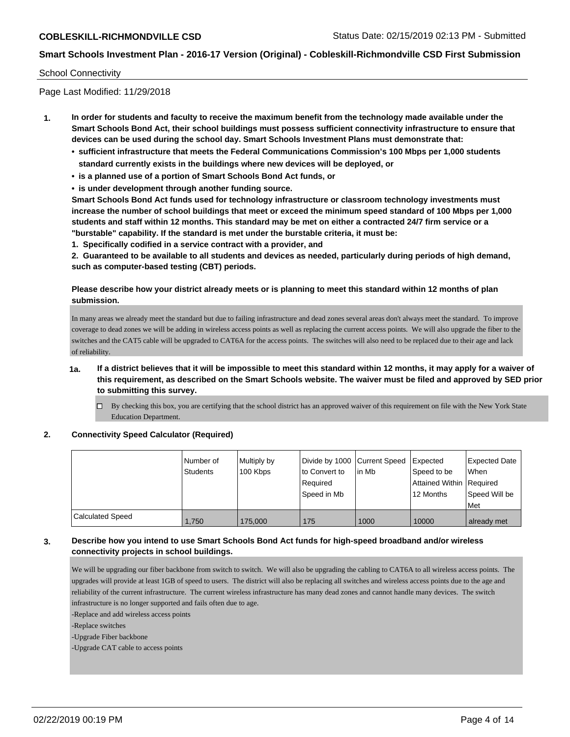School Connectivity

Page Last Modified: 11/29/2018

**1. In order for students and faculty to receive the maximum benefit from the technology made available under the Smart Schools Bond Act, their school buildings must possess sufficient connectivity infrastructure to ensure that devices can be used during the school day. Smart Schools Investment Plans must demonstrate that:**

- **sufficient infrastructure that meets the Federal Communications Commission's 100 Mbps per 1,000 students standard currently exists in the buildings where new devices will be deployed, or**
- **is a planned use of a portion of Smart Schools Bond Act funds, or**
- **is under development through another funding source.**

**Smart Schools Bond Act funds used for technology infrastructure or classroom technology investments must increase the number of school buildings that meet or exceed the minimum speed standard of 100 Mbps per 1,000 students and staff within 12 months. This standard may be met on either a contracted 24/7 firm service or a "burstable" capability. If the standard is met under the burstable criteria, it must be:**

**1. Specifically codified in a service contract with a provider, and**

**2. Guaranteed to be available to all students and devices as needed, particularly during periods of high demand, such as computer-based testing (CBT) periods.**

**Please describe how your district already meets or is planning to meet this standard within 12 months of plan submission.**

In many areas we already meet the standard but due to failing infrastructure and dead zones several areas don't always meet the standard. To improve coverage to dead zones we will be adding in wireless access points as well as replacing the current access points. We will also upgrade the fiber to the switches and the CAT5 cable will be upgraded to CAT6A for the access points. The switches will also need to be replaced due to their age and lack of reliability.

**1a. If a district believes that it will be impossible to meet this standard within 12 months, it may apply for a waiver of this requirement, as described on the Smart Schools website. The waiver must be filed and approved by SED prior to submitting this survey.**

☐ By checking this box, you are certifying that the school district has an approved waiver of this requirement on file with the New York State Education Department.

**2. Connectivity Speed Calculator (Required)**

| | Number of Students | Multiply by 100 Kbps | Divide by 1000 to Convert to Required Speed in Mb | Current Speed in Mb | Expected Speed to be Attained Within 12 Months | Expected Date When Required Speed Will be Met |
|---|---|---|---|---|---|---|
| Calculated Speed | 1,750 | 175,000 | 175 | 1000 | 10000 | already met |

**3. Describe how you intend to use Smart Schools Bond Act funds for high-speed broadband and/or wireless connectivity projects in school buildings.**

We will be upgrading our fiber backbone from switch to switch. We will also be upgrading the cabling to CAT6A to all wireless access points. The upgrades will provide at least 1GB of speed to users. The district will also be replacing all switches and wireless access points due to the age and reliability of the current infrastructure. The current wireless infrastructure has many dead zones and cannot handle many devices. The switch infrastructure is no longer supported and fails often due to age.

-Replace and add wireless access points

-Replace switches

-Upgrade Fiber backbone

-Upgrade CAT cable to access points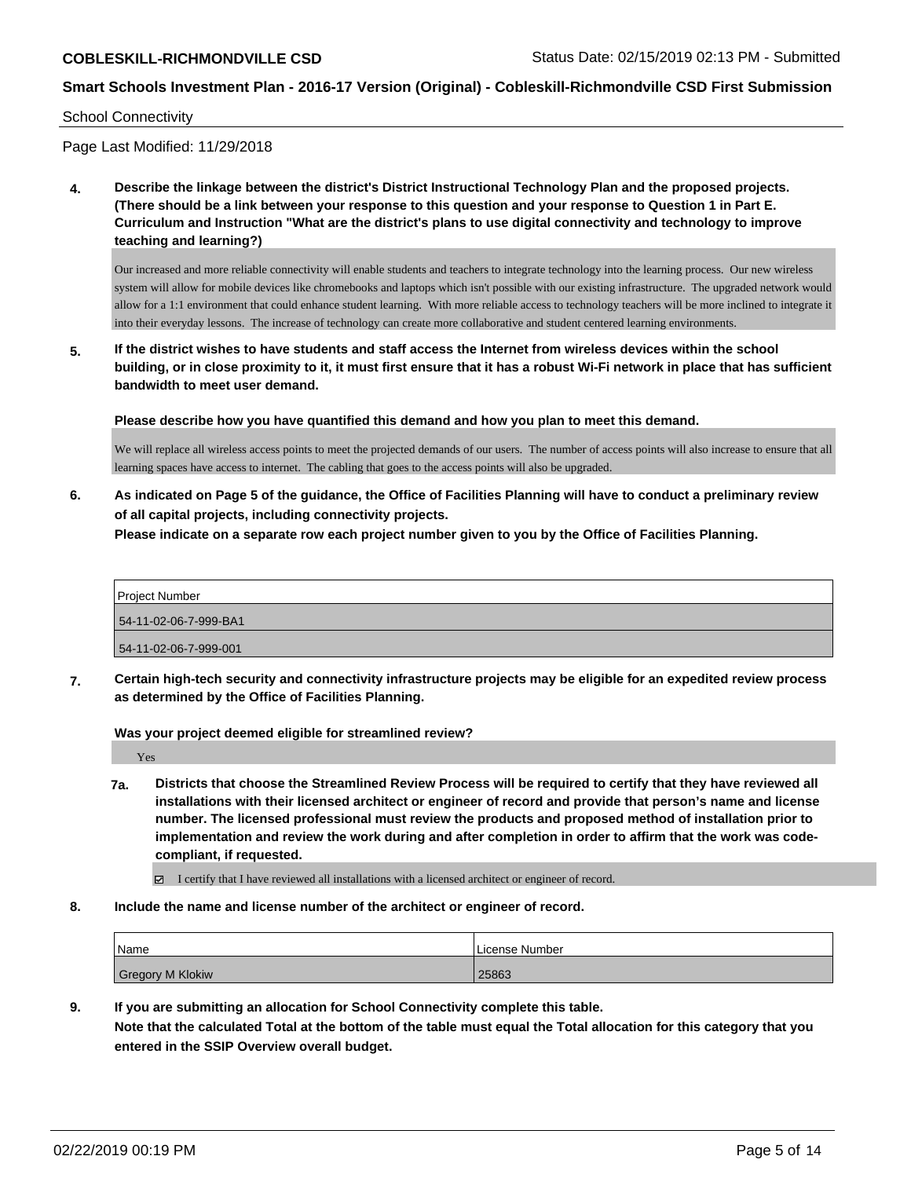School Connectivity

Page Last Modified: 11/29/2018

**4. Describe the linkage between the district's District Instructional Technology Plan and the proposed projects. (There should be a link between your response to this question and your response to Question 1 in Part E. Curriculum and Instruction "What are the district's plans to use digital connectivity and technology to improve teaching and learning?)**

Our increased and more reliable connectivity will enable students and teachers to integrate technology into the learning process. Our new wireless system will allow for mobile devices like chromebooks and laptops which isn't possible with our existing infrastructure. The upgraded network would allow for a 1:1 environment that could enhance student learning. With more reliable access to technology teachers will be more inclined to integrate it into their everyday lessons. The increase of technology can create more collaborative and student centered learning environments.

**5. If the district wishes to have students and staff access the Internet from wireless devices within the school building, or in close proximity to it, it must first ensure that it has a robust Wi-Fi network in place that has sufficient bandwidth to meet user demand.**

**Please describe how you have quantified this demand and how you plan to meet this demand.**

We will replace all wireless access points to meet the projected demands of our users. The number of access points will also increase to ensure that all learning spaces have access to internet. The cabling that goes to the access points will also be upgraded.

**6. As indicated on Page 5 of the guidance, the Office of Facilities Planning will have to conduct a preliminary review of all capital projects, including connectivity projects.**
**Please indicate on a separate row each project number given to you by the Office of Facilities Planning.**

| Project Number |
| --- |
| 54-11-02-06-7-999-BA1 |
| 54-11-02-06-7-999-001 |

**7. Certain high-tech security and connectivity infrastructure projects may be eligible for an expedited review process as determined by the Office of Facilities Planning.**

**Was your project deemed eligible for streamlined review?**

Yes

**7a. Districts that choose the Streamlined Review Process will be required to certify that they have reviewed all installations with their licensed architect or engineer of record and provide that person's name and license number. The licensed professional must review the products and proposed method of installation prior to implementation and review the work during and after completion in order to affirm that the work was code-compliant, if requested.**

☑ I certify that I have reviewed all installations with a licensed architect or engineer of record.

**8. Include the name and license number of the architect or engineer of record.**

| Name | License Number |
| --- | --- |
| Gregory M Klokiw | 25863 |

**9. If you are submitting an allocation for School Connectivity complete this table.**
**Note that the calculated Total at the bottom of the table must equal the Total allocation for this category that you entered in the SSIP Overview overall budget.**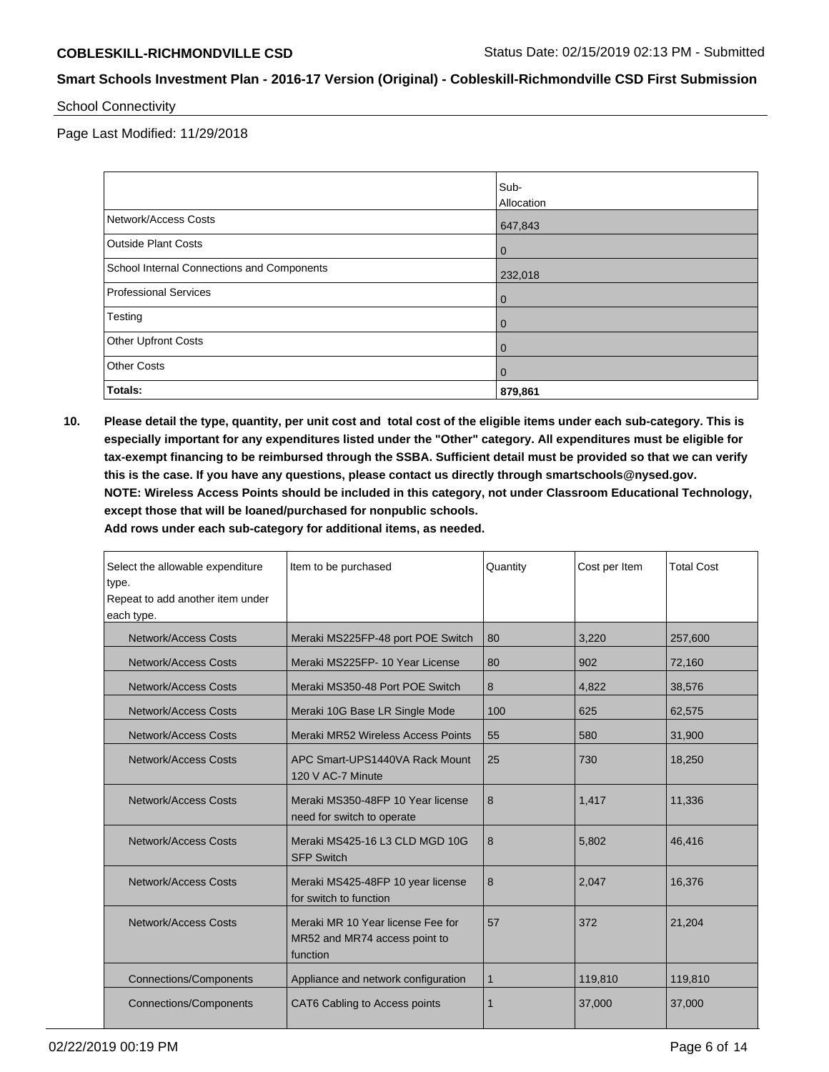School Connectivity

Page Last Modified: 11/29/2018

| | Sub-Allocation |
|---|---|
| Network/Access Costs | 647,843 |
| Outside Plant Costs | 0 |
| School Internal Connections and Components | 232,018 |
| Professional Services | 0 |
| Testing | 0 |
| Other Upfront Costs | 0 |
| Other Costs | 0 |
| **Totals:** | **879,861** |

**10. Please detail the type, quantity, per unit cost and total cost of the eligible items under each sub-category. This is especially important for any expenditures listed under the "Other" category. All expenditures must be eligible for tax-exempt financing to be reimbursed through the SSBA. Sufficient detail must be provided so that we can verify this is the case. If you have any questions, please contact us directly through smartschools@nysed.gov.**
**NOTE: Wireless Access Points should be included in this category, not under Classroom Educational Technology, except those that will be loaned/purchased for nonpublic schools.**
**Add rows under each sub-category for additional items, as needed.**

| Select the allowable expenditure type. Repeat to add another item under each type. | Item to be purchased | Quantity | Cost per Item | Total Cost |
|---|---|---|---|---|
| Network/Access Costs | Meraki MS225FP-48 port POE Switch | 80 | 3,220 | 257,600 |
| Network/Access Costs | Meraki MS225FP- 10 Year License | 80 | 902 | 72,160 |
| Network/Access Costs | Meraki MS350-48 Port POE Switch | 8 | 4,822 | 38,576 |
| Network/Access Costs | Meraki 10G Base LR Single Mode | 100 | 625 | 62,575 |
| Network/Access Costs | Meraki MR52 Wireless Access Points | 55 | 580 | 31,900 |
| Network/Access Costs | APC Smart-UPS1440VA Rack Mount 120 V AC-7 Minute | 25 | 730 | 18,250 |
| Network/Access Costs | Meraki MS350-48FP 10 Year license need for switch to operate | 8 | 1,417 | 11,336 |
| Network/Access Costs | Meraki MS425-16 L3 CLD MGD 10G SFP Switch | 8 | 5,802 | 46,416 |
| Network/Access Costs | Meraki MS425-48FP 10 year license for switch to function | 8 | 2,047 | 16,376 |
| Network/Access Costs | Meraki MR 10 Year license Fee for MR52 and MR74 access point to function | 57 | 372 | 21,204 |
| Connections/Components | Appliance and network configuration | 1 | 119,810 | 119,810 |
| Connections/Components | CAT6 Cabling to Access points | 1 | 37,000 | 37,000 |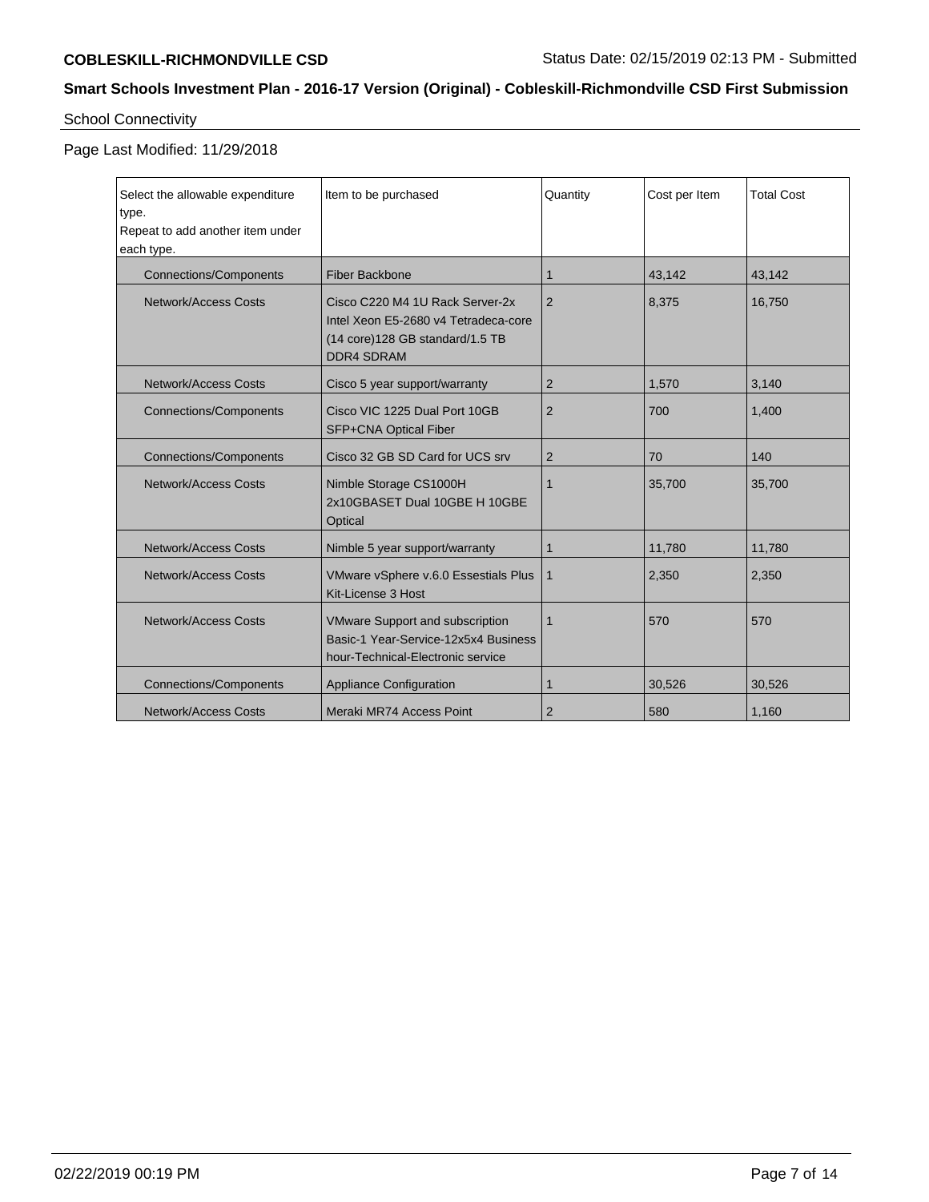**COBLESKILL-RICHMONDVILLE CSD** Status Date: 02/15/2019 02:13 PM - Submitted

## Smart Schools Investment Plan - 2016-17 Version (Original) - Cobleskill-Richmondville CSD First Submission

School Connectivity

Page Last Modified: 11/29/2018

| Select the allowable expenditure type. Repeat to add another item under each type. | Item to be purchased | Quantity | Cost per Item | Total Cost |
|---|---|---|---|---|
| Connections/Components | Fiber Backbone | 1 | 43,142 | 43,142 |
| Network/Access Costs | Cisco C220 M4 1U Rack Server-2x Intel Xeon E5-2680 v4 Tetradeca-core (14 core)128 GB standard/1.5 TB DDR4 SDRAM | 2 | 8,375 | 16,750 |
| Network/Access Costs | Cisco 5 year support/warranty | 2 | 1,570 | 3,140 |
| Connections/Components | Cisco VIC 1225 Dual Port 10GB SFP+CNA Optical Fiber | 2 | 700 | 1,400 |
| Connections/Components | Cisco 32 GB SD Card for UCS srv | 2 | 70 | 140 |
| Network/Access Costs | Nimble Storage CS1000H 2x10GBASET Dual 10GBE H 10GBE Optical | 1 | 35,700 | 35,700 |
| Network/Access Costs | Nimble 5 year support/warranty | 1 | 11,780 | 11,780 |
| Network/Access Costs | VMware vSphere v.6.0 Essestials Plus Kit-License 3 Host | 1 | 2,350 | 2,350 |
| Network/Access Costs | VMware Support and subscription Basic-1 Year-Service-12x5x4 Business hour-Technical-Electronic service | 1 | 570 | 570 |
| Connections/Components | Appliance Configuration | 1 | 30,526 | 30,526 |
| Network/Access Costs | Meraki MR74 Access Point | 2 | 580 | 1,160 |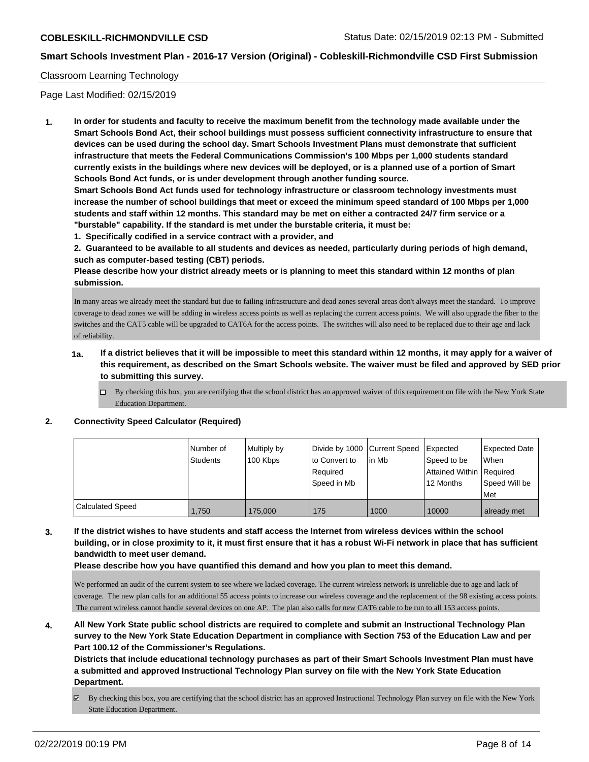Classroom Learning Technology

Page Last Modified: 02/15/2019

**1. In order for students and faculty to receive the maximum benefit from the technology made available under the Smart Schools Bond Act, their school buildings must possess sufficient connectivity infrastructure to ensure that devices can be used during the school day. Smart Schools Investment Plans must demonstrate that sufficient infrastructure that meets the Federal Communications Commission's 100 Mbps per 1,000 students standard currently exists in the buildings where new devices will be deployed, or is a planned use of a portion of Smart Schools Bond Act funds, or is under development through another funding source.**

**Smart Schools Bond Act funds used for technology infrastructure or classroom technology investments must increase the number of school buildings that meet or exceed the minimum speed standard of 100 Mbps per 1,000 students and staff within 12 months. This standard may be met on either a contracted 24/7 firm service or a "burstable" capability. If the standard is met under the burstable criteria, it must be:**

**1. Specifically codified in a service contract with a provider, and**

**2. Guaranteed to be available to all students and devices as needed, particularly during periods of high demand, such as computer-based testing (CBT) periods.**

**Please describe how your district already meets or is planning to meet this standard within 12 months of plan submission.**

In many areas we already meet the standard but due to failing infrastructure and dead zones several areas don't always meet the standard. To improve coverage to dead zones we will be adding in wireless access points as well as replacing the current access points. We will also upgrade the fiber to the switches and the CAT5 cable will be upgraded to CAT6A for the access points. The switches will also need to be replaced due to their age and lack of reliability.

**1a. If a district believes that it will be impossible to meet this standard within 12 months, it may apply for a waiver of this requirement, as described on the Smart Schools website. The waiver must be filed and approved by SED prior to submitting this survey.**

☐ By checking this box, you are certifying that the school district has an approved waiver of this requirement on file with the New York State Education Department.

**2. Connectivity Speed Calculator (Required)**

| | Number of Students | Multiply by 100 Kbps | Divide by 1000 to Convert to Required Speed in Mb | Current Speed in Mb | Expected Speed to be Attained Within 12 Months | Expected Date When Required Speed Will be Met |
|---|---|---|---|---|---|---|
| Calculated Speed | 1,750 | 175,000 | 175 | 1000 | 10000 | already met |

**3. If the district wishes to have students and staff access the Internet from wireless devices within the school building, or in close proximity to it, it must first ensure that it has a robust Wi-Fi network in place that has sufficient bandwidth to meet user demand.**

**Please describe how you have quantified this demand and how you plan to meet this demand.**

We performed an audit of the current system to see where we lacked coverage. The current wireless network is unreliable due to age and lack of coverage. The new plan calls for an additional 55 access points to increase our wireless coverage and the replacement of the 98 existing access points. The current wireless cannot handle several devices on one AP. The plan also calls for new CAT6 cable to be run to all 153 access points.

**4. All New York State public school districts are required to complete and submit an Instructional Technology Plan survey to the New York State Education Department in compliance with Section 753 of the Education Law and per Part 100.12 of the Commissioner's Regulations.**

**Districts that include educational technology purchases as part of their Smart Schools Investment Plan must have a submitted and approved Instructional Technology Plan survey on file with the New York State Education Department.**

☑ By checking this box, you are certifying that the school district has an approved Instructional Technology Plan survey on file with the New York State Education Department.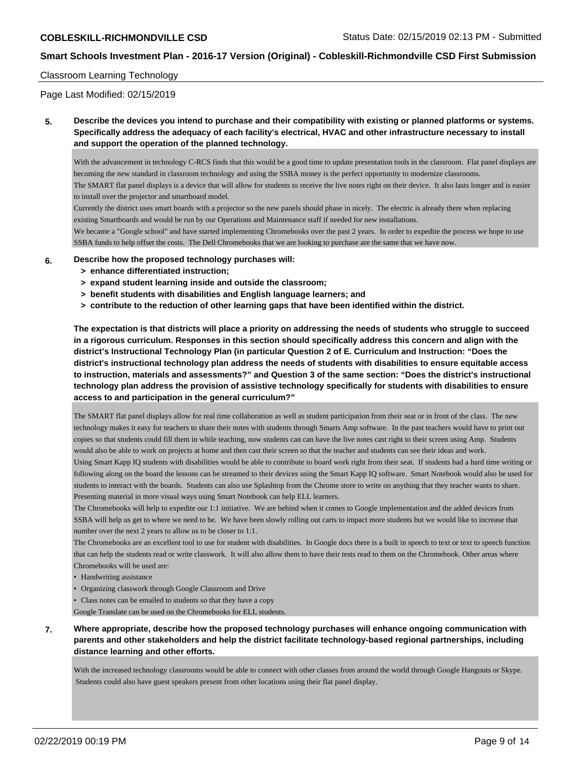Classroom Learning Technology

Page Last Modified: 02/15/2019

**5. Describe the devices you intend to purchase and their compatibility with existing or planned platforms or systems. Specifically address the adequacy of each facility's electrical, HVAC and other infrastructure necessary to install and support the operation of the planned technology.**

With the advancement in technology C-RCS finds that this would be a good time to update presentation tools in the classroom. Flat panel displays are becoming the new standard in classroom technology and using the SSBA money is the perfect opportunity to modernize classrooms.
The SMART flat panel displays is a device that will allow for students to receive the live notes right on their device. It also lasts longer and is easier to install over the projector and smartboard model.
Currently the district uses smart boards with a projector so the new panels should phase in nicely. The electric is already there when replacing existing Smartboards and would be run by our Operations and Maintenance staff if needed for new installations.
We became a "Google school" and have started implementing Chromebooks over the past 2 years. In order to expedite the process we hope to use SSBA funds to help offset the costs. The Dell Chromebooks that we are looking to purchase are the same that we have now.

**6. Describe how the proposed technology purchases will:**
**> enhance differentiated instruction;**
**> expand student learning inside and outside the classroom;**
**> benefit students with disabilities and English language learners; and**
**> contribute to the reduction of other learning gaps that have been identified within the district.**

**The expectation is that districts will place a priority on addressing the needs of students who struggle to succeed in a rigorous curriculum. Responses in this section should specifically address this concern and align with the district's Instructional Technology Plan (in particular Question 2 of E. Curriculum and Instruction: "Does the district's instructional technology plan address the needs of students with disabilities to ensure equitable access to instruction, materials and assessments?" and Question 3 of the same section: "Does the district's instructional technology plan address the provision of assistive technology specifically for students with disabilities to ensure access to and participation in the general curriculum?"**

The SMART flat panel displays allow for real time collaboration as well as student participation from their seat or in front of the class. The new technology makes it easy for teachers to share their notes with students through Smarts Amp software. In the past teachers would have to print out copies so that students could fill them in while teaching, now students can can have the live notes cast right to their screen using Amp. Students would also be able to work on projects at home and then cast their screen so that the teacher and students can see their ideas and work.
Using Smart Kapp IQ students with disabilities would be able to contribute to board work right from their seat. If students had a hard time writing or following along on the board the lessons can be streamed to their devices using the Smart Kapp IQ software. Smart Notebook would also be used for students to interact with the boards. Students can also use Splashtop from the Chrome store to write on anything that they teacher wants to share. Presenting material in more visual ways using Smart Notebook can help ELL learners.
The Chromebooks will help to expedite our 1:1 initiative. We are behind when it comes to Google implementation and the added devices from SSBA will help us get to where we need to be. We have been slowly rolling out carts to impact more students but we would like to increase that number over the next 2 years to allow us to be closer to 1:1.
The Chromebooks are an excellent tool to use for student with disabilities. In Google docs there is a built in speech to text or text to speech function that can help the students read or write classwork. It will also allow them to have their tests read to them on the Chromebook. Other areas where Chromebooks will be used are:

- Handwriting assistance
- Organizing classwork through Google Classroom and Drive
- Class notes can be emailed to students so that they have a copy

Google Translate can be used on the Chromebooks for ELL students.

**7. Where appropriate, describe how the proposed technology purchases will enhance ongoing communication with parents and other stakeholders and help the district facilitate technology-based regional partnerships, including distance learning and other efforts.**

With the increased technology classrooms would be able to connect with other classes from around the world through Google Hangouts or Skype. Students could also have guest speakers present from other locations using their flat panel display.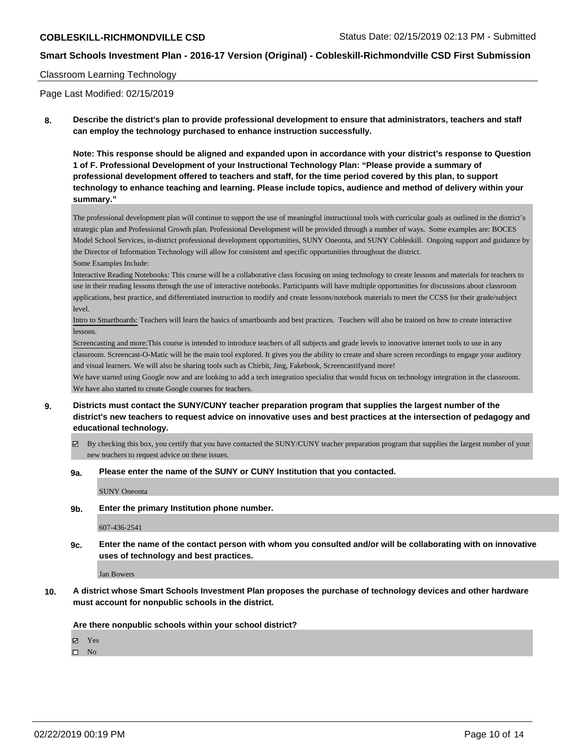Classroom Learning Technology

Page Last Modified: 02/15/2019

**8. Describe the district's plan to provide professional development to ensure that administrators, teachers and staff can employ the technology purchased to enhance instruction successfully.**

**Note: This response should be aligned and expanded upon in accordance with your district's response to Question 1 of F. Professional Development of your Instructional Technology Plan: "Please provide a summary of professional development offered to teachers and staff, for the time period covered by this plan, to support technology to enhance teaching and learning. Please include topics, audience and method of delivery within your summary."**

The professional development plan will continue to support the use of meaningful instructional tools with curricular goals as outlined in the district's strategic plan and Professional Growth plan. Professional Development will be provided through a number of ways. Some examples are: BOCES Model School Services, in-district professional development opportunities, SUNY Oneonta, and SUNY Cobleskill. Ongoing support and guidance by the Director of Information Technology will allow for consistent and specific opportunities throughout the district.

Some Examples Include:

Interactive Reading Notebooks: This course will be a collaborative class focusing on using technology to create lessons and materials for teachers to use in their reading lessons through the use of interactive notebooks. Participants will have multiple opportunities for discussions about classroom applications, best practice, and differentiated instruction to modify and create lessons/notebook materials to meet the CCSS for their grade/subject level.

Intro to Smartboards: Teachers will learn the basics of smartboards and best practices. Teachers will also be trained on how to create interactive lessons.

Screencasting and more:This course is intended to introduce teachers of all subjects and grade levels to innovative internet tools to use in any classroom. Screencast-O-Matic will be the main tool explored. It gives you the ability to create and share screen recordings to engage your auditory and visual learners. We will also be sharing tools such as Chirbit, Jing, Fakebook, Screencastifyand more!

We have started using Google now and are looking to add a tech integration specialist that would focus on technology integration in the classroom. We have also started to create Google courses for teachers.

**9. Districts must contact the SUNY/CUNY teacher preparation program that supplies the largest number of the district's new teachers to request advice on innovative uses and best practices at the intersection of pedagogy and educational technology.**

☑ By checking this box, you certify that you have contacted the SUNY/CUNY teacher preparation program that supplies the largest number of your new teachers to request advice on these issues.

**9a. Please enter the name of the SUNY or CUNY Institution that you contacted.**

SUNY Oneonta

**9b. Enter the primary Institution phone number.**

607-436-2541

**9c. Enter the name of the contact person with whom you consulted and/or will be collaborating with on innovative uses of technology and best practices.**

Jan Bowers

**10. A district whose Smart Schools Investment Plan proposes the purchase of technology devices and other hardware must account for nonpublic schools in the district.**

**Are there nonpublic schools within your school district?**

☑ Yes
☐ No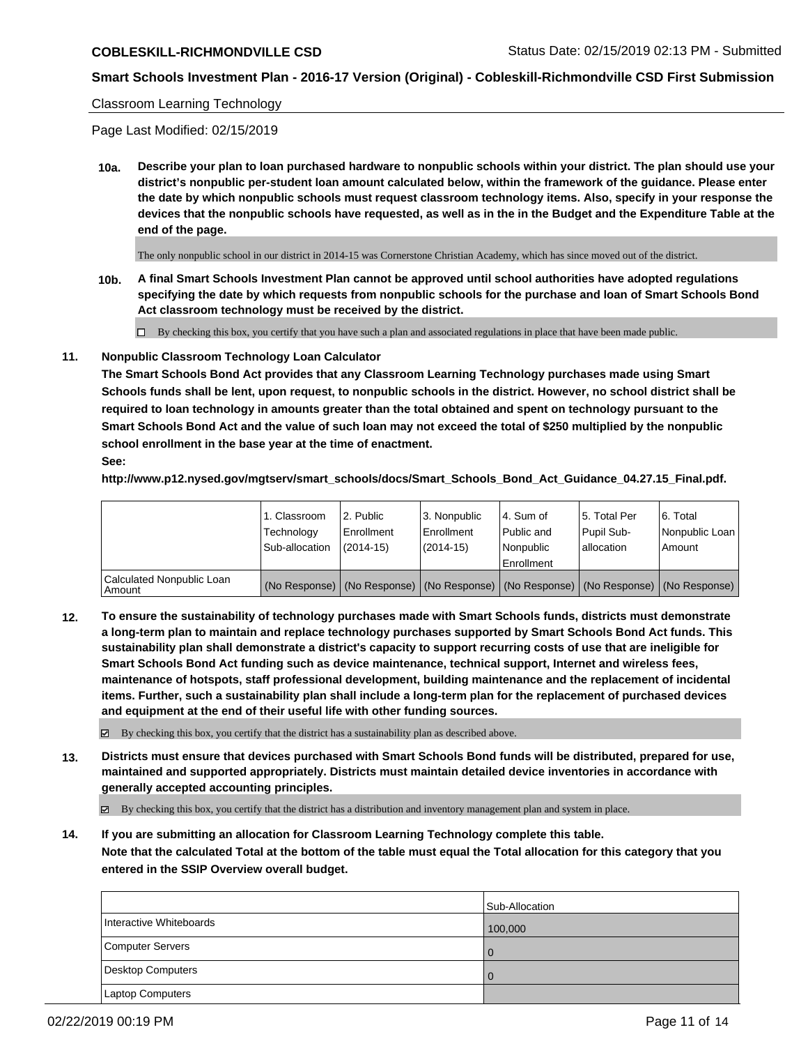Classroom Learning Technology

Page Last Modified: 02/15/2019

**10a. Describe your plan to loan purchased hardware to nonpublic schools within your district. The plan should use your district's nonpublic per-student loan amount calculated below, within the framework of the guidance. Please enter the date by which nonpublic schools must request classroom technology items. Also, specify in your response the devices that the nonpublic schools have requested, as well as in the in the Budget and the Expenditure Table at the end of the page.**

The only nonpublic school in our district in 2014-15 was Cornerstone Christian Academy, which has since moved out of the district.

**10b. A final Smart Schools Investment Plan cannot be approved until school authorities have adopted regulations specifying the date by which requests from nonpublic schools for the purchase and loan of Smart Schools Bond Act classroom technology must be received by the district.**

☐ By checking this box, you certify that you have such a plan and associated regulations in place that have been made public.

**11. Nonpublic Classroom Technology Loan Calculator**

**The Smart Schools Bond Act provides that any Classroom Learning Technology purchases made using Smart Schools funds shall be lent, upon request, to nonpublic schools in the district. However, no school district shall be required to loan technology in amounts greater than the total obtained and spent on technology pursuant to the Smart Schools Bond Act and the value of such loan may not exceed the total of $250 multiplied by the nonpublic school enrollment in the base year at the time of enactment.**

**See:**

**http://www.p12.nysed.gov/mgtserv/smart_schools/docs/Smart_Schools_Bond_Act_Guidance_04.27.15_Final.pdf.**

| | 1. Classroom Technology Sub-allocation | 2. Public Enrollment (2014-15) | 3. Nonpublic Enrollment (2014-15) | 4. Sum of Public and Nonpublic Enrollment | 5. Total Per Pupil Sub-allocation | 6. Total Nonpublic Loan Amount |
|---|---|---|---|---|---|---|
| Calculated Nonpublic Loan Amount | (No Response) | (No Response) | (No Response) | (No Response) | (No Response) | (No Response) |

**12. To ensure the sustainability of technology purchases made with Smart Schools funds, districts must demonstrate a long-term plan to maintain and replace technology purchases supported by Smart Schools Bond Act funds. This sustainability plan shall demonstrate a district's capacity to support recurring costs of use that are ineligible for Smart Schools Bond Act funding such as device maintenance, technical support, Internet and wireless fees, maintenance of hotspots, staff professional development, building maintenance and the replacement of incidental items. Further, such a sustainability plan shall include a long-term plan for the replacement of purchased devices and equipment at the end of their useful life with other funding sources.**

☑ By checking this box, you certify that the district has a sustainability plan as described above.

**13. Districts must ensure that devices purchased with Smart Schools Bond funds will be distributed, prepared for use, maintained and supported appropriately. Districts must maintain detailed device inventories in accordance with generally accepted accounting principles.**

☑ By checking this box, you certify that the district has a distribution and inventory management plan and system in place.

**14. If you are submitting an allocation for Classroom Learning Technology complete this table.**
**Note that the calculated Total at the bottom of the table must equal the Total allocation for this category that you entered in the SSIP Overview overall budget.**

| | Sub-Allocation |
|---|---|
| Interactive Whiteboards | 100,000 |
| Computer Servers | 0 |
| Desktop Computers | 0 |
| Laptop Computers | |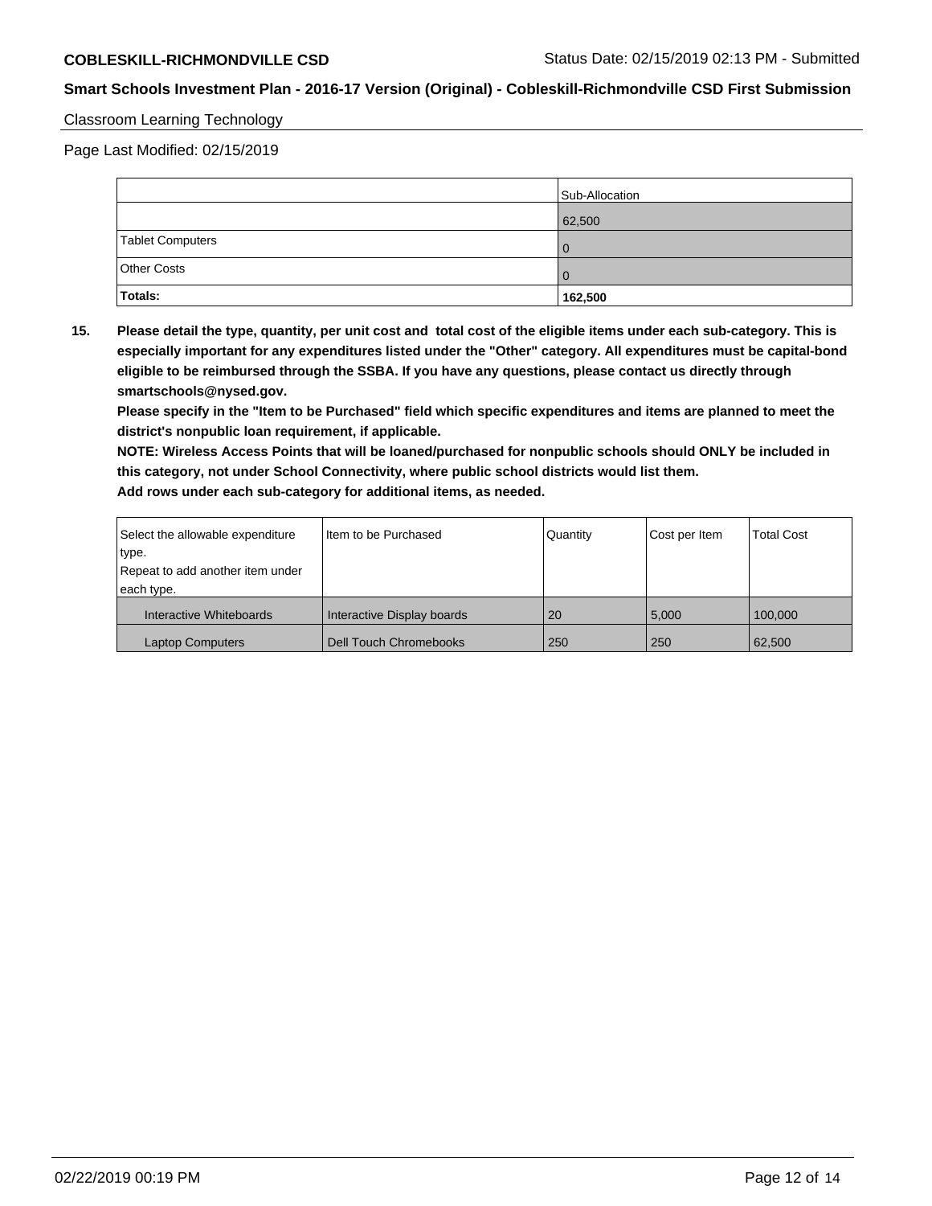Classroom Learning Technology

Page Last Modified: 02/15/2019

| | Sub-Allocation |
|---|---|
| | 62,500 |
| Tablet Computers | 0 |
| Other Costs | 0 |
| **Totals:** | **162,500** |

**15. Please detail the type, quantity, per unit cost and total cost of the eligible items under each sub-category. This is especially important for any expenditures listed under the "Other" category. All expenditures must be capital-bond eligible to be reimbursed through the SSBA. If you have any questions, please contact us directly through smartschools@nysed.gov.**

**Please specify in the "Item to be Purchased" field which specific expenditures and items are planned to meet the district's nonpublic loan requirement, if applicable.**

**NOTE: Wireless Access Points that will be loaned/purchased for nonpublic schools should ONLY be included in this category, not under School Connectivity, where public school districts would list them.**

**Add rows under each sub-category for additional items, as needed.**

| Select the allowable expenditure type. Repeat to add another item under each type. | Item to be Purchased | Quantity | Cost per Item | Total Cost |
|---|---|---|---|---|
| Interactive Whiteboards | Interactive Display boards | 20 | 5,000 | 100,000 |
| Laptop Computers | Dell Touch Chromebooks | 250 | 250 | 62,500 |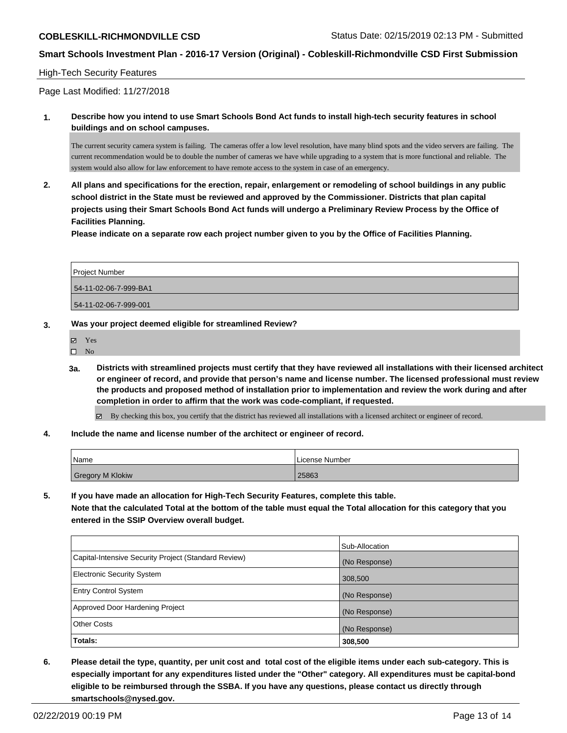## High-Tech Security Features

Page Last Modified: 11/27/2018

**1. Describe how you intend to use Smart Schools Bond Act funds to install high-tech security features in school buildings and on school campuses.**

The current security camera system is failing. The cameras offer a low level resolution, have many blind spots and the video servers are failing. The current recommendation would be to double the number of cameras we have while upgrading to a system that is more functional and reliable. The system would also allow for law enforcement to have remote access to the system in case of an emergency.

**2. All plans and specifications for the erection, repair, enlargement or remodeling of school buildings in any public school district in the State must be reviewed and approved by the Commissioner. Districts that plan capital projects using their Smart Schools Bond Act funds will undergo a Preliminary Review Process by the Office of Facilities Planning.**

**Please indicate on a separate row each project number given to you by the Office of Facilities Planning.**

| Project Number |
|---|
| 54-11-02-06-7-999-BA1 |
| 54-11-02-06-7-999-001 |

**3. Was your project deemed eligible for streamlined Review?**

- ☑ Yes
- ☐ No

**3a. Districts with streamlined projects must certify that they have reviewed all installations with their licensed architect or engineer of record, and provide that person's name and license number. The licensed professional must review the products and proposed method of installation prior to implementation and review the work during and after completion in order to affirm that the work was code-compliant, if requested.**

- ☑ By checking this box, you certify that the district has reviewed all installations with a licensed architect or engineer of record.

**4. Include the name and license number of the architect or engineer of record.**

| Name | License Number |
|---|---|
| Gregory M Klokiw | 25863 |

**5. If you have made an allocation for High-Tech Security Features, complete this table.**
**Note that the calculated Total at the bottom of the table must equal the Total allocation for this category that you entered in the SSIP Overview overall budget.**

| | Sub-Allocation |
|---|---|
| Capital-Intensive Security Project (Standard Review) | (No Response) |
| Electronic Security System | 308,500 |
| Entry Control System | (No Response) |
| Approved Door Hardening Project | (No Response) |
| Other Costs | (No Response) |
| **Totals:** | **308,500** |

**6. Please detail the type, quantity, per unit cost and total cost of the eligible items under each sub-category. This is especially important for any expenditures listed under the "Other" category. All expenditures must be capital-bond eligible to be reimbursed through the SSBA. If you have any questions, please contact us directly through smartschools@nysed.gov.**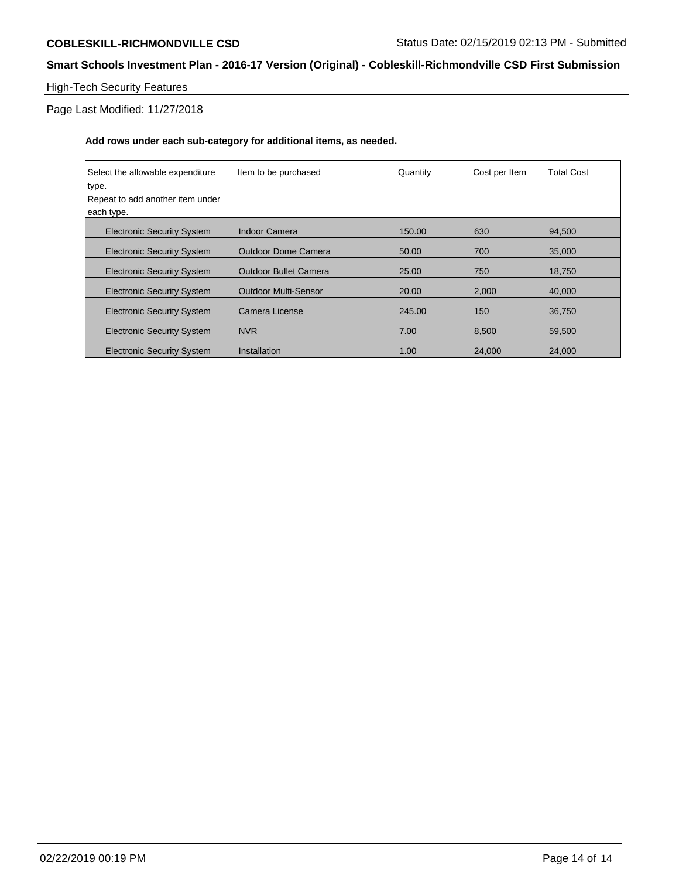High-Tech Security Features

Page Last Modified: 11/27/2018

**Add rows under each sub-category for additional items, as needed.**

| Select the allowable expenditure type. Repeat to add another item under each type. | Item to be purchased | Quantity | Cost per Item | Total Cost |
|---|---|---|---|---|
| Electronic Security System | Indoor Camera | 150.00 | 630 | 94,500 |
| Electronic Security System | Outdoor Dome Camera | 50.00 | 700 | 35,000 |
| Electronic Security System | Outdoor Bullet Camera | 25.00 | 750 | 18,750 |
| Electronic Security System | Outdoor Multi-Sensor | 20.00 | 2,000 | 40,000 |
| Electronic Security System | Camera License | 245.00 | 150 | 36,750 |
| Electronic Security System | NVR | 7.00 | 8,500 | 59,500 |
| Electronic Security System | Installation | 1.00 | 24,000 | 24,000 |